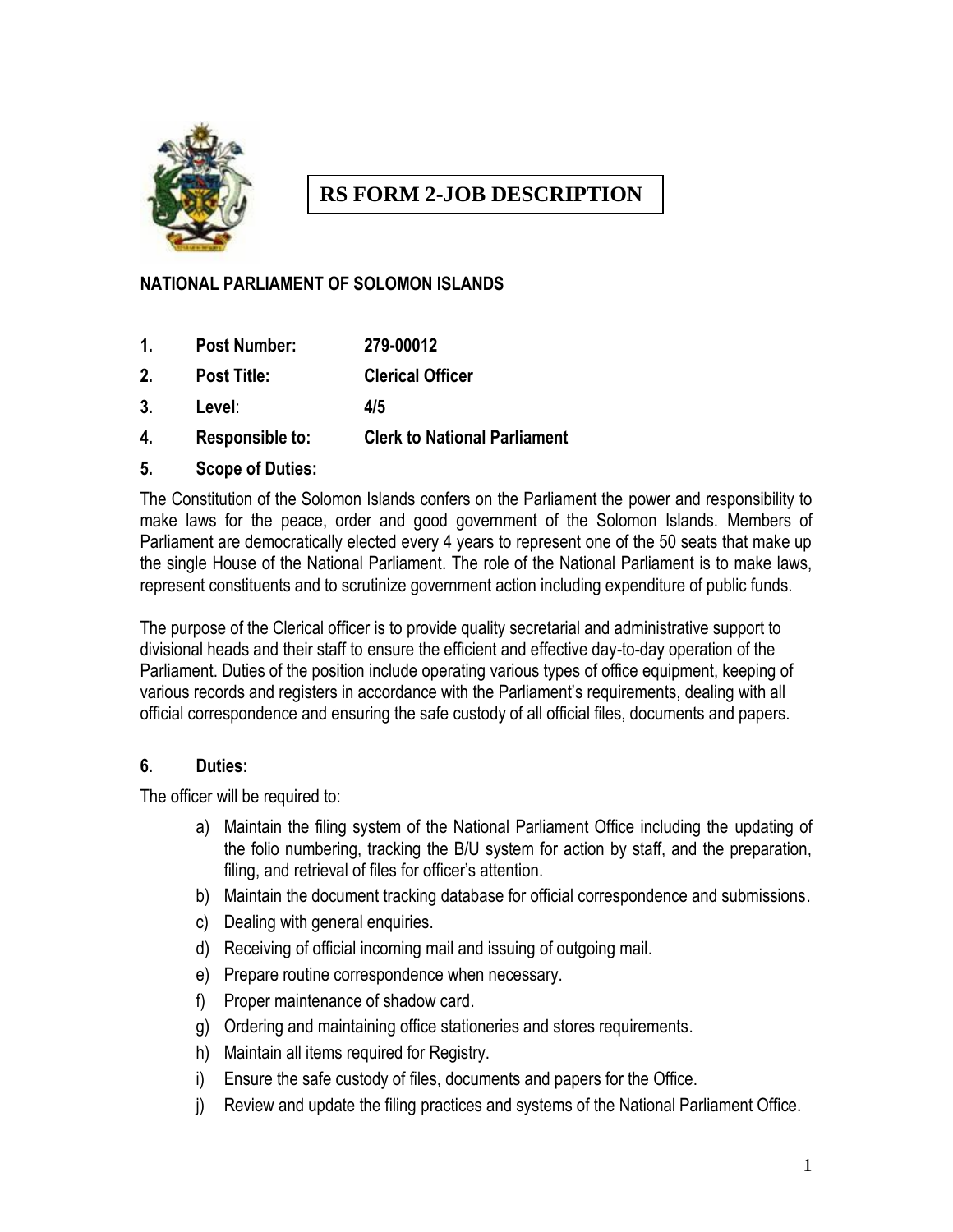# RS FORM 2-JOB DESCRIPTION

**NATIONAL PARLIAMENT OF SOLOMON ISLANDS**

1. **Post Number:** **279-00012**
2. **Post Title:** **Clerical Officer**
3. **Level**: **4/5**
4. **Responsible to:** **Clerk to National Parliament**
5. **Scope of Duties:**

The Constitution of the Solomon Islands confers on the Parliament the power and responsibility to make laws for the peace, order and good government of the Solomon Islands. Members of Parliament are democratically elected every 4 years to represent one of the 50 seats that make up the single House of the National Parliament. The role of the National Parliament is to make laws, represent constituents and to scrutinize government action including expenditure of public funds.

The purpose of the Clerical officer is to provide quality secretarial and administrative support to divisional heads and their staff to ensure the efficient and effective day-to-day operation of the Parliament. Duties of the position include operating various types of office equipment, keeping of various records and registers in accordance with the Parliament's requirements, dealing with all official correspondence and ensuring the safe custody of all official files, documents and papers.

6. **Duties:**

The officer will be required to:

a) Maintain the filing system of the National Parliament Office including the updating of the folio numbering, tracking the B/U system for action by staff, and the preparation, filing, and retrieval of files for officer's attention.
b) Maintain the document tracking database for official correspondence and submissions.
c) Dealing with general enquiries.
d) Receiving of official incoming mail and issuing of outgoing mail.
e) Prepare routine correspondence when necessary.
f) Proper maintenance of shadow card.
g) Ordering and maintaining office stationeries and stores requirements.
h) Maintain all items required for Registry.
i) Ensure the safe custody of files, documents and papers for the Office.
j) Review and update the filing practices and systems of the National Parliament Office.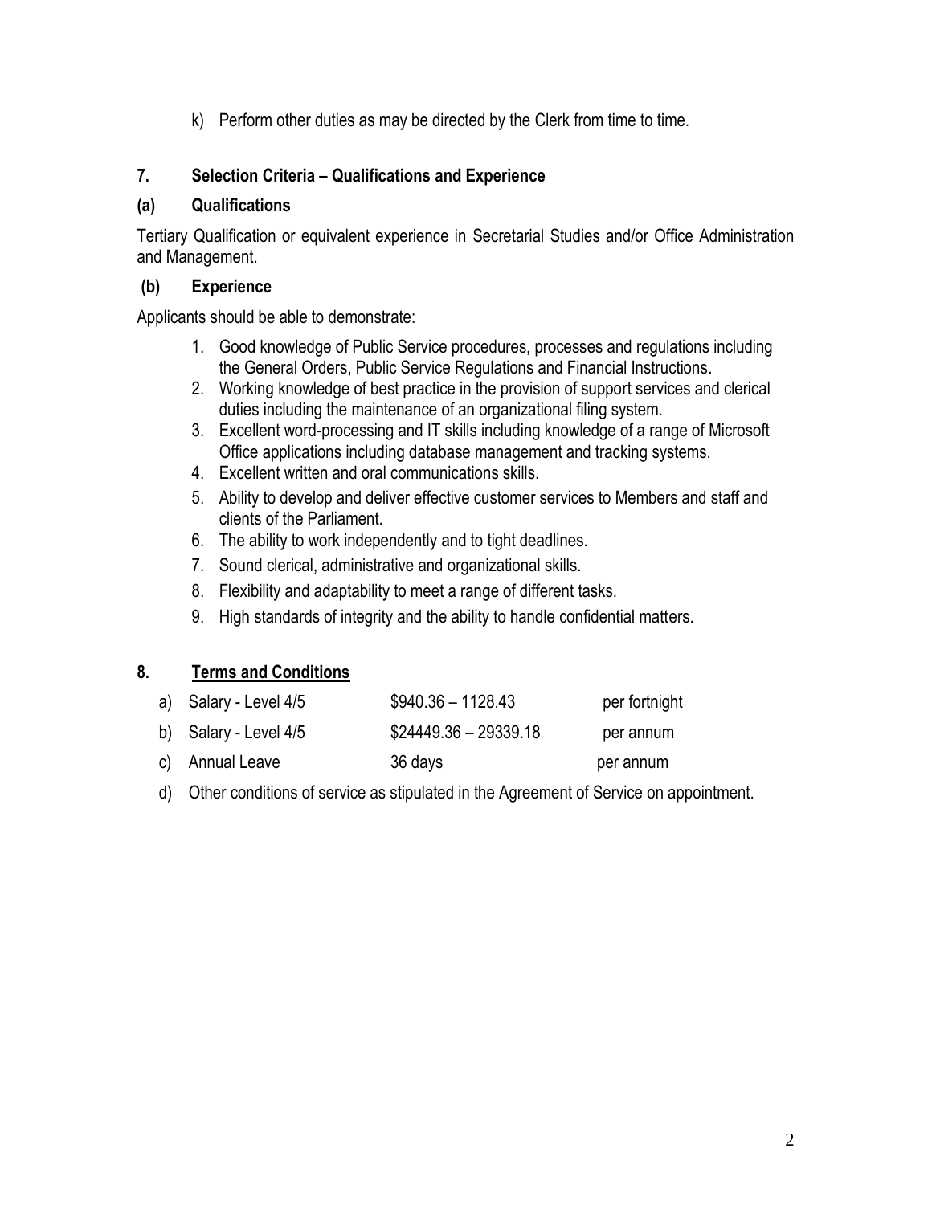k) Perform other duties as may be directed by the Clerk from time to time.

## 7. Selection Criteria – Qualifications and Experience

### (a) Qualifications

Tertiary Qualification or equivalent experience in Secretarial Studies and/or Office Administration and Management.

### (b) Experience

Applicants should be able to demonstrate:

1. Good knowledge of Public Service procedures, processes and regulations including the General Orders, Public Service Regulations and Financial Instructions.
2. Working knowledge of best practice in the provision of support services and clerical duties including the maintenance of an organizational filing system.
3. Excellent word-processing and IT skills including knowledge of a range of Microsoft Office applications including database management and tracking systems.
4. Excellent written and oral communications skills.
5. Ability to develop and deliver effective customer services to Members and staff and clients of the Parliament.
6. The ability to work independently and to tight deadlines.
7. Sound clerical, administrative and organizational skills.
8. Flexibility and adaptability to meet a range of different tasks.
9. High standards of integrity and the ability to handle confidential matters.

## 8. Terms and Conditions

| | | |
|---|---|---|
| a) Salary - Level 4/5 | $940.36 – 1128.43 | per fortnight |
| b) Salary - Level 4/5 | $24449.36 – 29339.18 | per annum |
| c) Annual Leave | 36 days | per annum |

d) Other conditions of service as stipulated in the Agreement of Service on appointment.